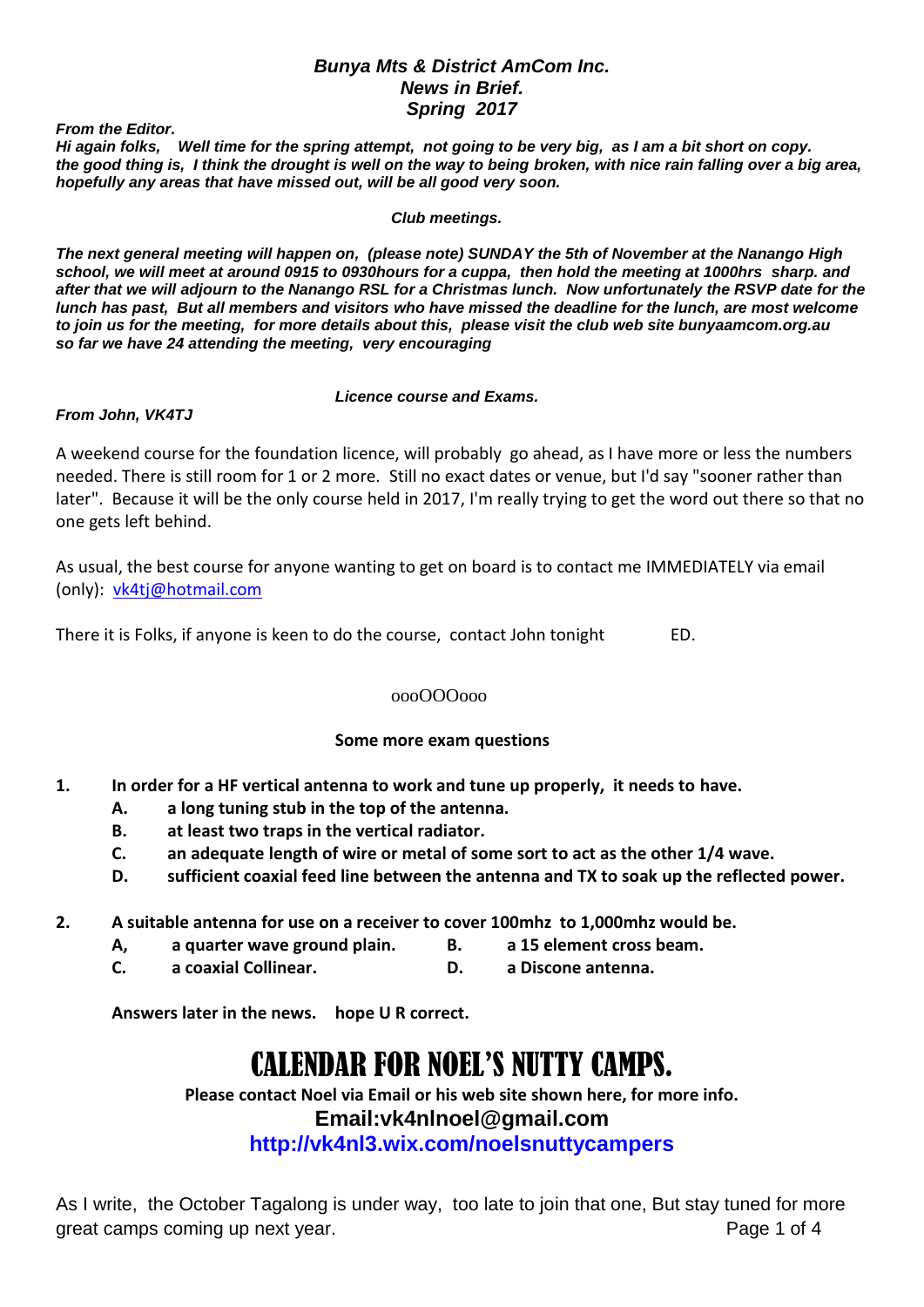### *Bunya Mts & District AmCom Inc.*
### *News in Brief.*
### *Spring 2017*

***From the Editor.***

***Hi again folks, Well time for the spring attempt, not going to be very big, as I am a bit short on copy. the good thing is, I think the drought is well on the way to being broken, with nice rain falling over a big area, hopefully any areas that have missed out, will be all good very soon.***

***Club meetings.***

***The next general meeting will happen on, (please note) SUNDAY the 5th of November at the Nanango High school, we will meet at around 0915 to 0930hours for a cuppa, then hold the meeting at 1000hrs sharp. and after that we will adjourn to the Nanango RSL for a Christmas lunch. Now unfortunately the RSVP date for the lunch has past, But all members and visitors who have missed the deadline for the lunch, are most welcome to join us for the meeting, for more details about this, please visit the club web site bunyaamcom.org.au so far we have 24 attending the meeting, very encouraging***

***Licence course and Exams.***

***From John, VK4TJ***

A weekend course for the foundation licence, will probably go ahead, as I have more or less the numbers needed. There is still room for 1 or 2 more. Still no exact dates or venue, but I'd say "sooner rather than later". Because it will be the only course held in 2017, I'm really trying to get the word out there so that no one gets left behind.

As usual, the best course for anyone wanting to get on board is to contact me IMMEDIATELY via email (only): vk4tj@hotmail.com

There it is Folks, if anyone is keen to do the course, contact John tonight ED.

oooOOOooo

**Some more exam questions**

**1. In order for a HF vertical antenna to work and tune up properly, it needs to have.**
- **A. a long tuning stub in the top of the antenna.**
- **B. at least two traps in the vertical radiator.**
- **C. an adequate length of wire or metal of some sort to act as the other 1/4 wave.**
- **D. sufficient coaxial feed line between the antenna and TX to soak up the reflected power.**

**2. A suitable antenna for use on a receiver to cover 100mhz to 1,000mhz would be.**
- **A, a quarter wave ground plain.**
- **B. a 15 element cross beam.**
- **C. a coaxial Collinear.**
- **D. a Discone antenna.**

**Answers later in the news. hope U R correct.**

# CALENDAR FOR NOEL'S NUTTY CAMPS.

**Please contact Noel via Email or his web site shown here, for more info.**

**Email:vk4nlnoel@gmail.com**

**http://vk4nl3.wix.com/noelsnuttycampers**

As I write, the October Tagalong is under way, too late to join that one, But stay tuned for more great camps coming up next year.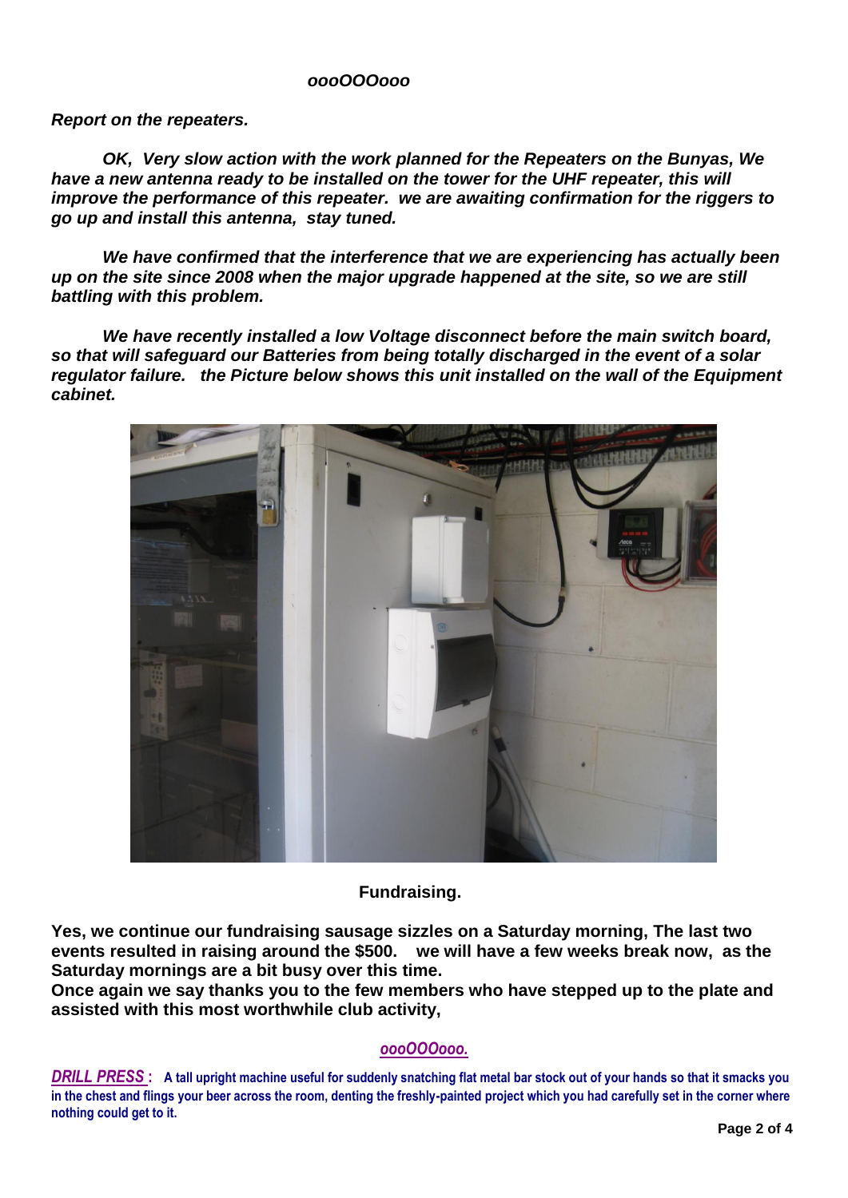***oooOOOooo***

***Report on the repeaters.***

***OK, Very slow action with the work planned for the Repeaters on the Bunyas, We have a new antenna ready to be installed on the tower for the UHF repeater, this will improve the performance of this repeater. we are awaiting confirmation for the riggers to go up and install this antenna, stay tuned.***

***We have confirmed that the interference that we are experiencing has actually been up on the site since 2008 when the major upgrade happened at the site, so we are still battling with this problem.***

***We have recently installed a low Voltage disconnect before the main switch board, so that will safeguard our Batteries from being totally discharged in the event of a solar regulator failure. the Picture below shows this unit installed on the wall of the Equipment cabinet.***

**Fundraising.**

**Yes, we continue our fundraising sausage sizzles on a Saturday morning, The last two events resulted in raising around the $500. we will have a few weeks break now, as the Saturday mornings are a bit busy over this time.**

**Once again we say thanks you to the few members who have stepped up to the plate and assisted with this most worthwhile club activity,**

***oooOOOooo.***

***DRILL PRESS*** **: A tall upright machine useful for suddenly snatching flat metal bar stock out of your hands so that it smacks you in the chest and flings your beer across the room, denting the freshly-painted project which you had carefully set in the corner where nothing could get to it.**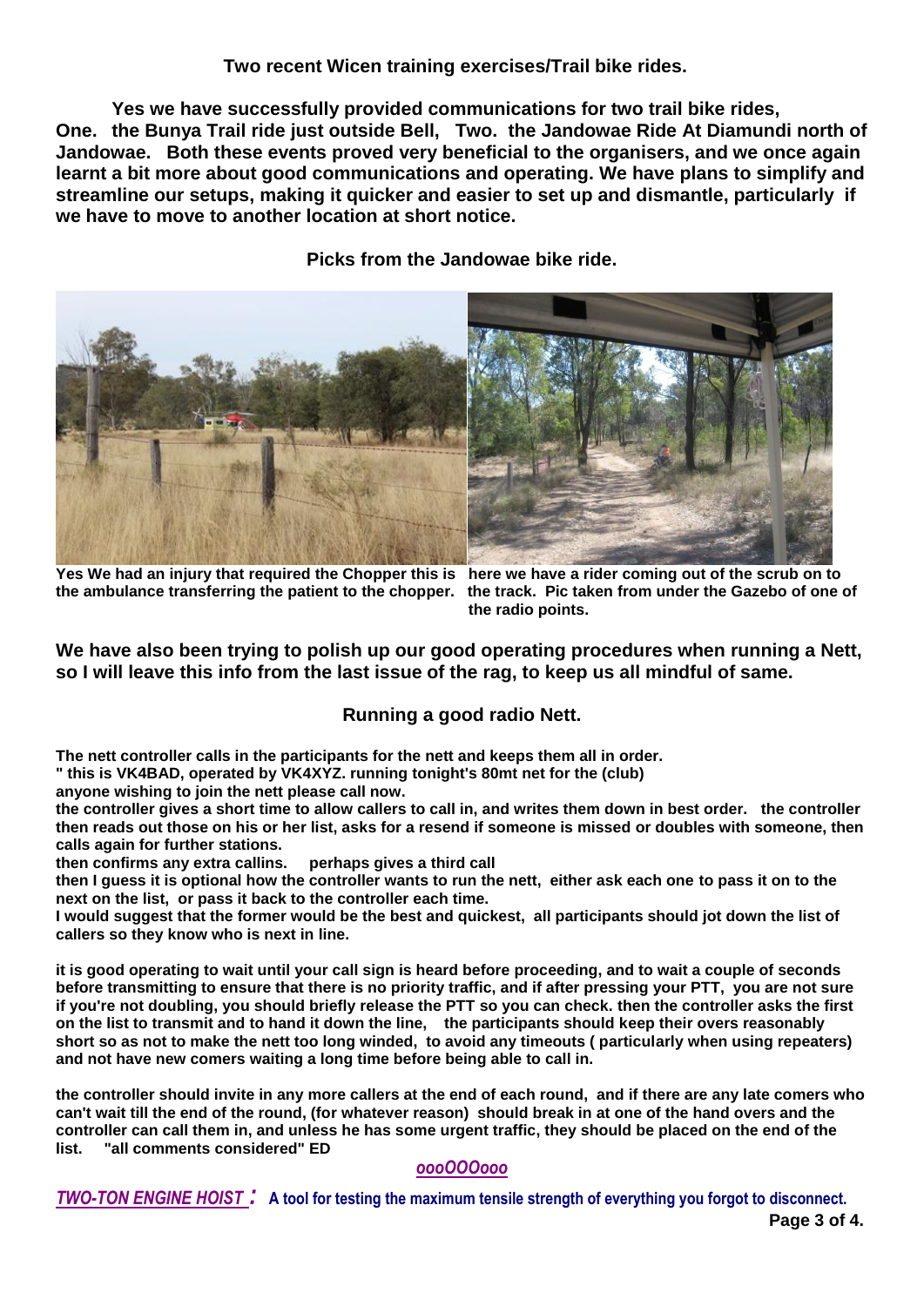## Two recent Wicen training exercises/Trail bike rides.

**Yes we have successfully provided communications for two trail bike rides, One. the Bunya Trail ride just outside Bell, Two. the Jandowae Ride At Diamundi north of Jandowae. Both these events proved very beneficial to the organisers, and we once again learnt a bit more about good communications and operating. We have plans to simplify and streamline our setups, making it quicker and easier to set up and dismantle, particularly if we have to move to another location at short notice.**

### Picks from the Jandowae bike ride.

**Yes We had an injury that required the Chopper this is the ambulance transferring the patient to the chopper.**

**here we have a rider coming out of the scrub on to the track. Pic taken from under the Gazebo of one of the radio points.**

**We have also been trying to polish up our good operating procedures when running a Nett, so I will leave this info from the last issue of the rag, to keep us all mindful of same.**

### Running a good radio Nett.

**The nett controller calls in the participants for the nett and keeps them all in order.**
**" this is VK4BAD, operated by VK4XYZ. running tonight's 80mt net for the (club)**
**anyone wishing to join the nett please call now.**
**the controller gives a short time to allow callers to call in, and writes them down in best order. the controller then reads out those on his or her list, asks for a resend if someone is missed or doubles with someone, then calls again for further stations.**
**then confirms any extra callins. perhaps gives a third call**
**then I guess it is optional how the controller wants to run the nett, either ask each one to pass it on to the next on the list, or pass it back to the controller each time.**
**I would suggest that the former would be the best and quickest, all participants should jot down the list of callers so they know who is next in line.**

**it is good operating to wait until your call sign is heard before proceeding, and to wait a couple of seconds before transmitting to ensure that there is no priority traffic, and if after pressing your PTT, you are not sure if you're not doubling, you should briefly release the PTT so you can check. then the controller asks the first on the list to transmit and to hand it down the line, the participants should keep their overs reasonably short so as not to make the nett too long winded, to avoid any timeouts ( particularly when using repeaters) and not have new comers waiting a long time before being able to call in.**

**the controller should invite in any more callers at the end of each round, and if there are any late comers who can't wait till the end of the round, (for whatever reason) should break in at one of the hand overs and the controller can call them in, and unless he has some urgent traffic, they should be placed on the end of the list. "all comments considered" ED**

*oooOOOooo*

***TWO-TON ENGINE HOIST*** **:** **A tool for testing the maximum tensile strength of everything you forgot to disconnect.**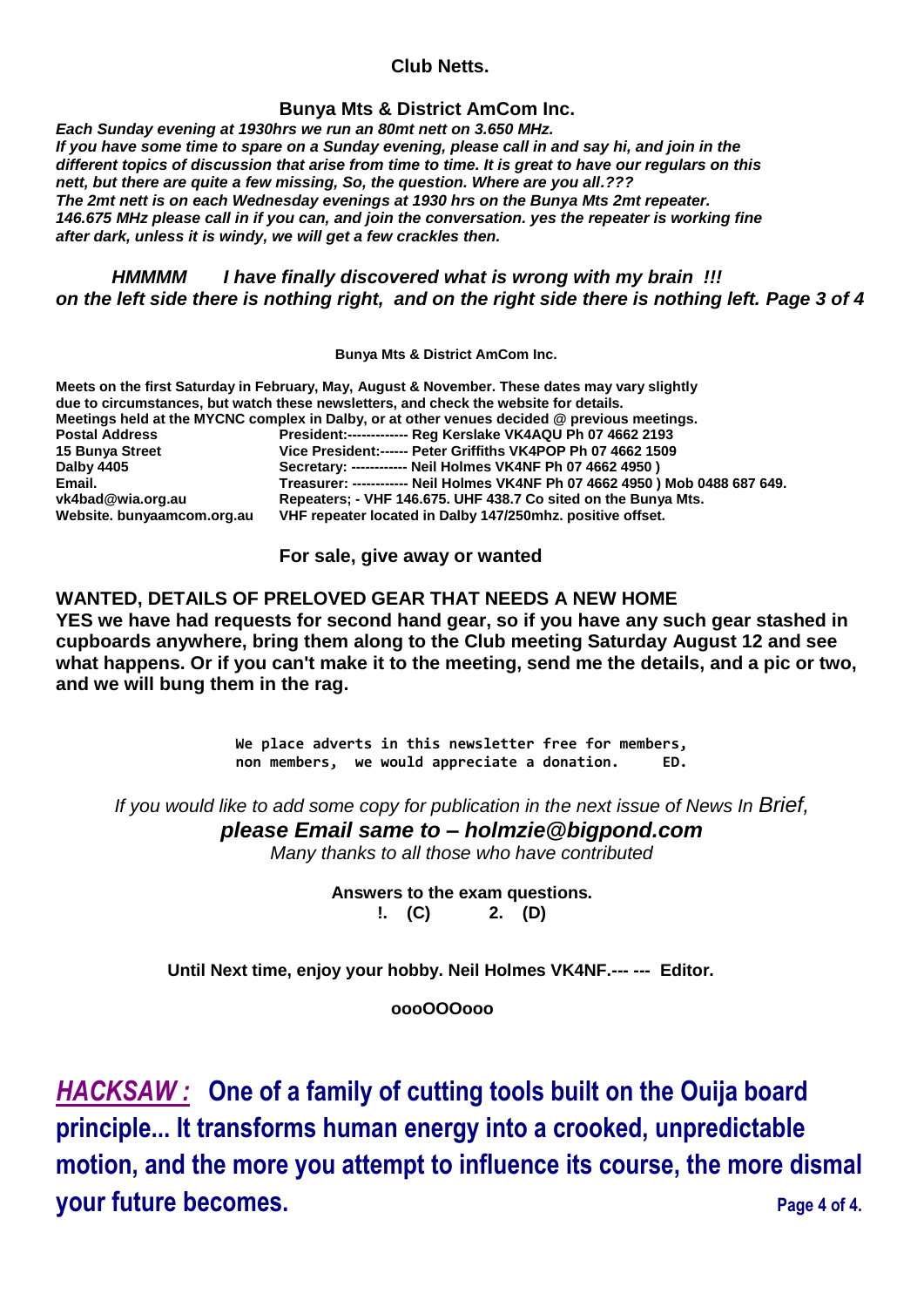## Club Netts.

### Bunya Mts & District AmCom Inc.

***Each Sunday evening at 1930hrs we run an 80mt nett on 3.650 MHz.***
***If you have some time to spare on a Sunday evening, please call in and say hi, and join in the different topics of discussion that arise from time to time. It is great to have our regulars on this nett, but there are quite a few missing, So, the question. Where are you all.???***
***The 2mt nett is on each Wednesday evenings at 1930 hrs on the Bunya Mts 2mt repeater. 146.675 MHz please call in if you can, and join the conversation. yes the repeater is working fine after dark, unless it is windy, we will get a few crackles then.***

***HMMMM I have finally discovered what is wrong with my brain !!!***
***on the left side there is nothing right, and on the right side there is nothing left. Page 3 of 4***

**Bunya Mts & District AmCom Inc.**

**Meets on the first Saturday in February, May, August & November. These dates may vary slightly due to circumstances, but watch these newsletters, and check the website for details.**
**Meetings held at the MYCNC complex in Dalby, or at other venues decided @ previous meetings.**

| | |
|---|---|
| **Postal Address** | **President:------------- Reg Kerslake VK4AQU Ph 07 4662 2193** |
| **15 Bunya Street** | **Vice President:------ Peter Griffiths VK4POP Ph 07 4662 1509** |
| **Dalby 4405** | **Secretary: ------------ Neil Holmes VK4NF Ph 07 4662 4950 )** |
| **Email.** | **Treasurer: ------------ Neil Holmes VK4NF Ph 07 4662 4950 ) Mob 0488 687 649.** |
| **vk4bad@wia.org.au** | **Repeaters; - VHF 146.675. UHF 438.7 Co sited on the Bunya Mts.** |
| **Website. bunyaamcom.org.au** | **VHF repeater located in Dalby 147/250mhz. positive offset.** |

### For sale, give away or wanted

**WANTED, DETAILS OF PRELOVED GEAR THAT NEEDS A NEW HOME**
**YES we have had requests for second hand gear, so if you have any such gear stashed in cupboards anywhere, bring them along to the Club meeting Saturday August 12 and see what happens. Or if you can't make it to the meeting, send me the details, and a pic or two, and we will bung them in the rag.**

**We place adverts in this newsletter free for members, non members, we would appreciate a donation. ED.**

*If you would like to add some copy for publication in the next issue of News In Brief,*
***please Email same to – holmzie@bigpond.com***
*Many thanks to all those who have contributed*

**Answers to the exam questions.**
**!. (C) 2. (D)**

**Until Next time, enjoy your hobby. Neil Holmes VK4NF.--- --- Editor.**

**oooOOOooo**

***HACKSAW :*** **One of a family of cutting tools built on the Ouija board principle... It transforms human energy into a crooked, unpredictable motion, and the more you attempt to influence its course, the more dismal your future becomes.**